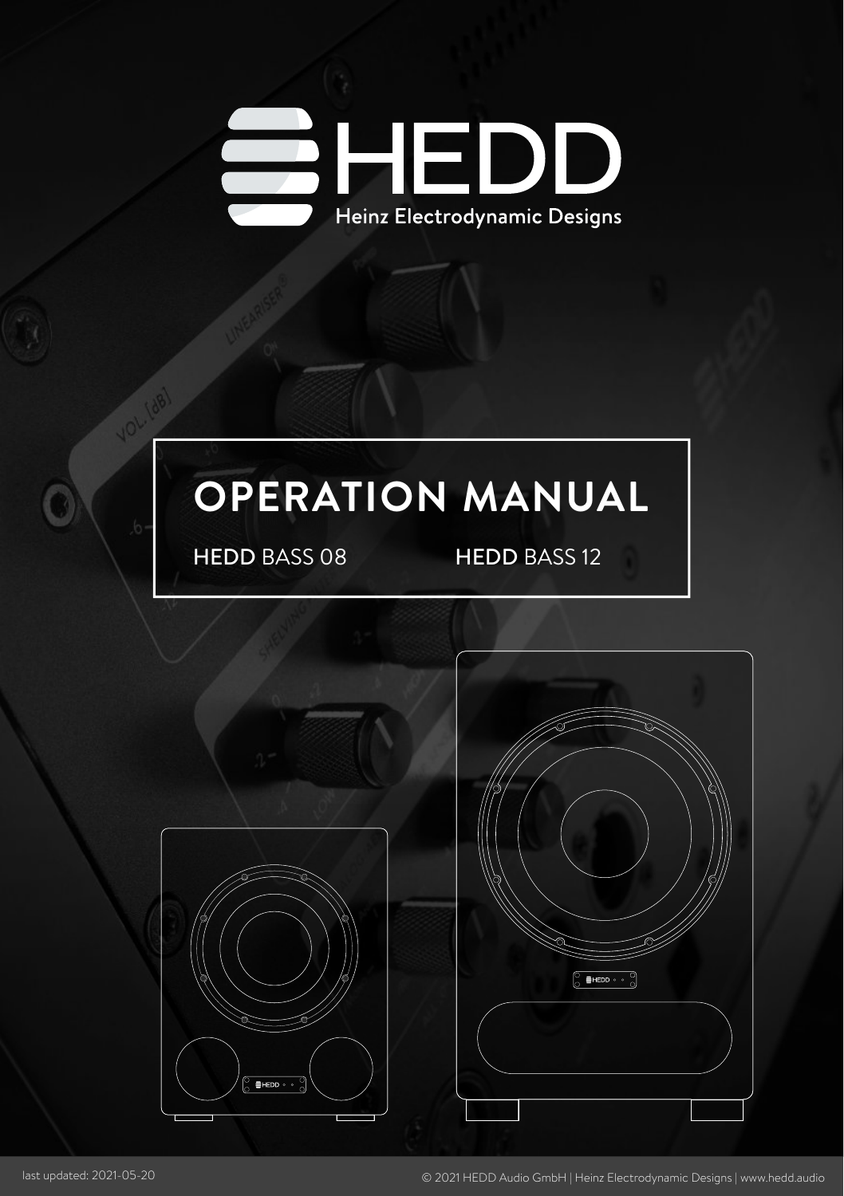# HEDD

Heinz Electrodynamic Designs

# OPERATION MANUAL

**HEDD** BASS 08

**HEDD** BASS 12

last updated: 2021-05-20

© 2021 HEDD Audio GmbH | Heinz Electrodynamic Designs | www.hedd.audio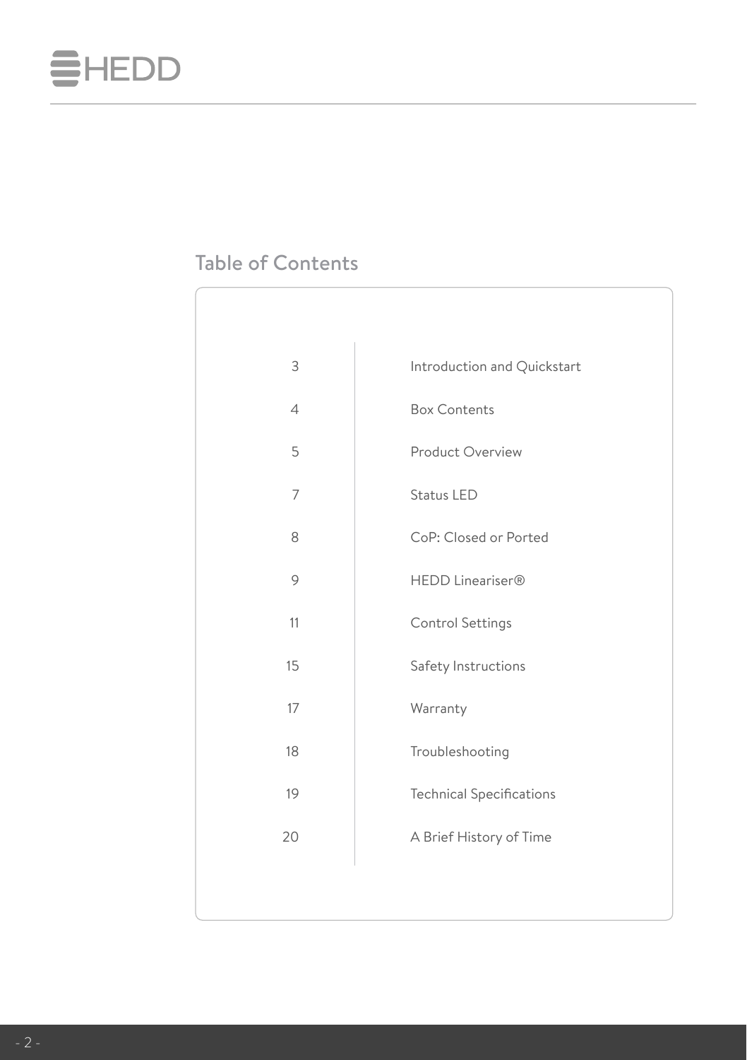## Table of Contents

| | |
|---|---|
| 3 | Introduction and Quickstart |
| 4 | Box Contents |
| 5 | Product Overview |
| 7 | Status LED |
| 8 | CoP: Closed or Ported |
| 9 | HEDD Lineariser® |
| 11 | Control Settings |
| 15 | Safety Instructions |
| 17 | Warranty |
| 18 | Troubleshooting |
| 19 | Technical Specifications |
| 20 | A Brief History of Time |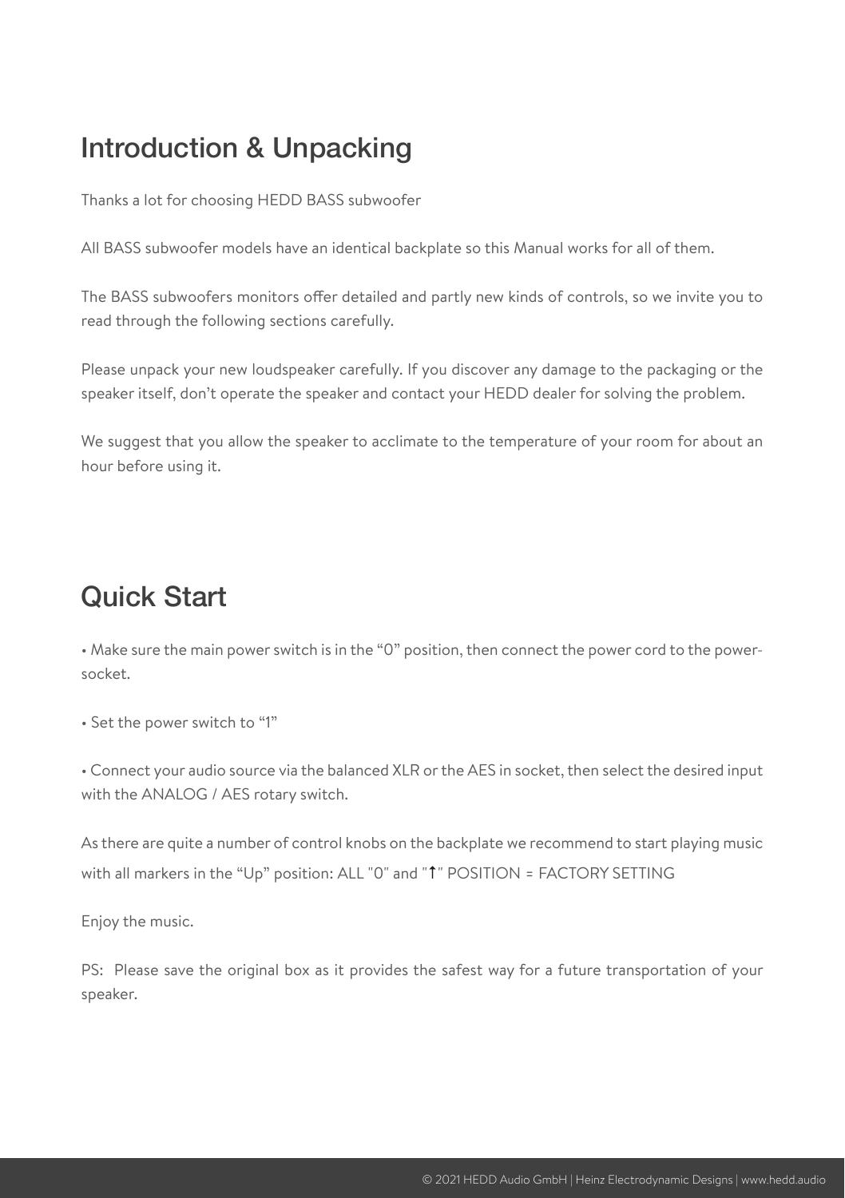## Introduction & Unpacking

Thanks a lot for choosing HEDD BASS subwoofer

All BASS subwoofer models have an identical backplate so this Manual works for all of them.

The BASS subwoofers monitors offer detailed and partly new kinds of controls, so we invite you to read through the following sections carefully.

Please unpack your new loudspeaker carefully. If you discover any damage to the packaging or the speaker itself, don't operate the speaker and contact your HEDD dealer for solving the problem.

We suggest that you allow the speaker to acclimate to the temperature of your room for about an hour before using it.

## Quick Start

• Make sure the main power switch is in the "0" position, then connect the power cord to the power-socket.

• Set the power switch to "1"

• Connect your audio source via the balanced XLR or the AES in socket, then select the desired input with the ANALOG / AES rotary switch.

As there are quite a number of control knobs on the backplate we recommend to start playing music with all markers in the "Up" position: ALL "0" and "↑" POSITION = FACTORY SETTING

Enjoy the music.

PS: Please save the original box as it provides the safest way for a future transportation of your speaker.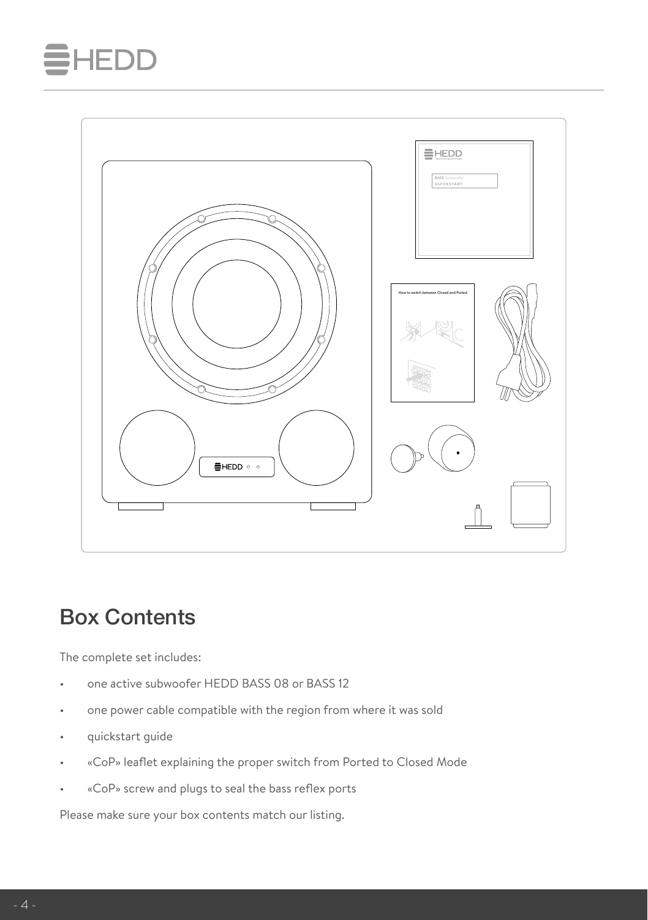## Box Contents

The complete set includes:

- one active subwoofer HEDD BASS 08 or BASS 12
- one power cable compatible with the region from where it was sold
- quickstart guide
- «CoP» leaflet explaining the proper switch from Ported to Closed Mode
- «CoP» screw and plugs to seal the bass reflex ports

Please make sure your box contents match our listing.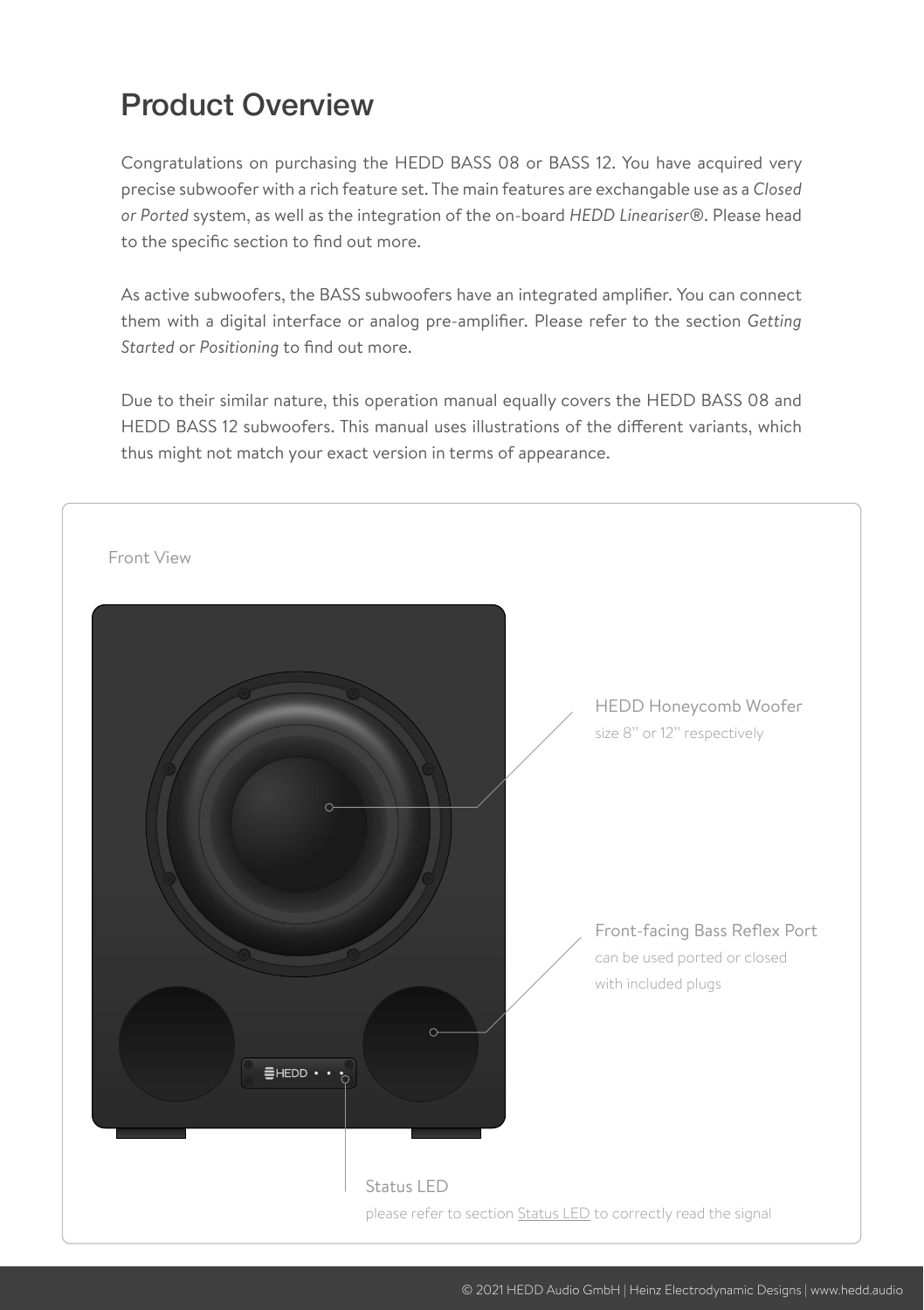# Product Overview

Congratulations on purchasing the HEDD BASS 08 or BASS 12. You have acquired very precise subwoofer with a rich feature set. The main features are exchangable use as a *Closed or Ported* system, as well as the integration of the on-board *HEDD Lineariser®*. Please head to the specific section to find out more.

As active subwoofers, the BASS subwoofers have an integrated amplifier. You can connect them with a digital interface or analog pre-amplifier. Please refer to the section *Getting Started* or *Positioning* to find out more.

Due to their similar nature, this operation manual equally covers the HEDD BASS 08 and HEDD BASS 12 subwoofers. This manual uses illustrations of the different variants, which thus might not match your exact version in terms of appearance.

Front View

HEDD Honeycomb Woofer
size 8" or 12" respectively

Front-facing Bass Reflex Port
can be used ported or closed with included plugs

Status LED
please refer to section Status LED to correctly read the signal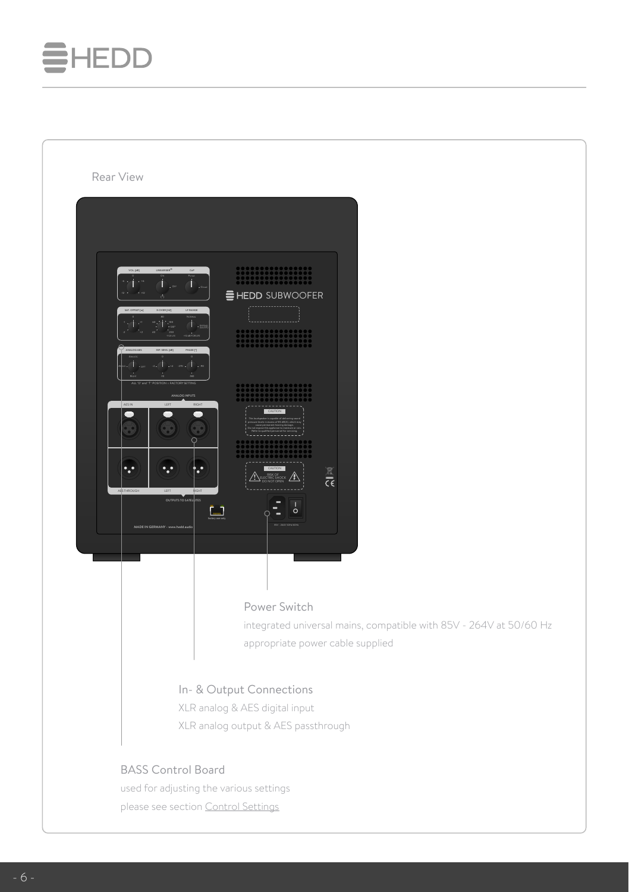Rear View

Power Switch

integrated universal mains, compatible with 85V - 264V at 50/60 Hz

appropriate power cable supplied

In- & Output Connections

XLR analog & AES digital input

XLR analog output & AES passthrough

BASS Control Board

used for adjusting the various settings

please see section Control Settings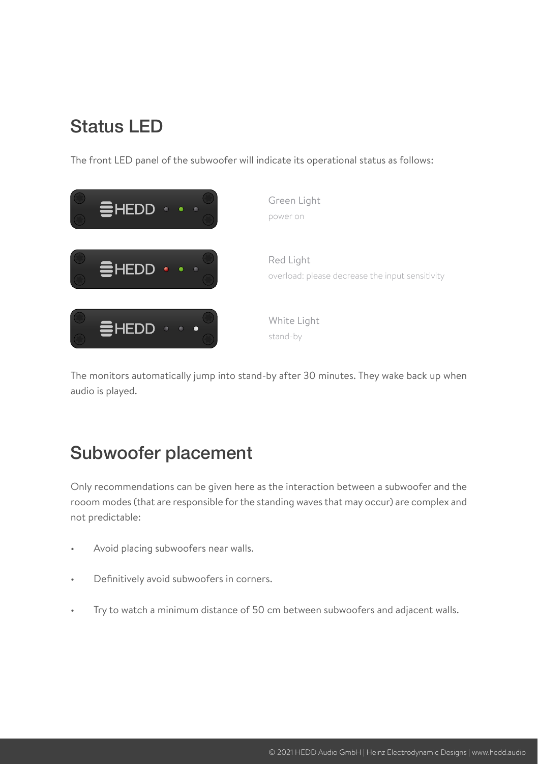## Status LED

The front LED panel of the subwoofer will indicate its operational status as follows:

Green Light
power on

Red Light
overload: please decrease the input sensitivity

White Light
stand-by

The monitors automatically jump into stand-by after 30 minutes. They wake back up when audio is played.

## Subwoofer placement

Only recommendations can be given here as the interaction between a subwoofer and the rooom modes (that are responsible for the standing waves that may occur) are complex and not predictable:

- Avoid placing subwoofers near walls.
- Definitively avoid subwoofers in corners.
- Try to watch a minimum distance of 50 cm between subwoofers and adjacent walls.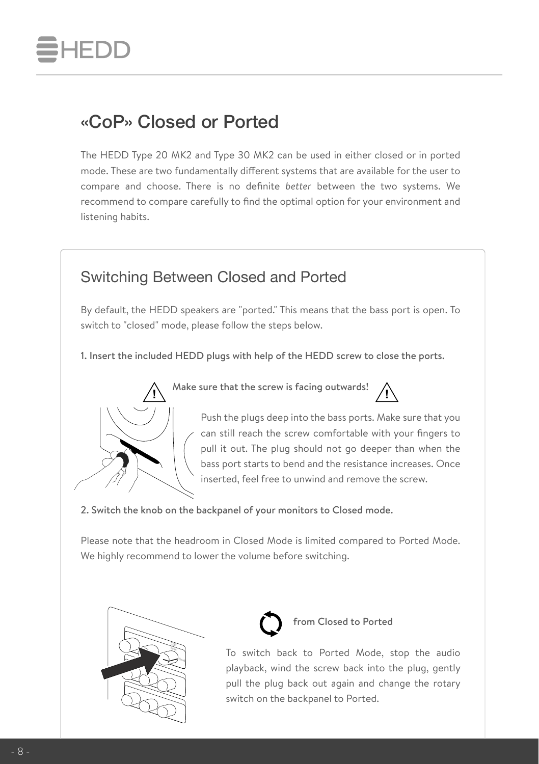## «CoP» Closed or Ported

The HEDD Type 20 MK2 and Type 30 MK2 can be used in either closed or in ported mode. These are two fundamentally different systems that are available for the user to compare and choose. There is no definite *better* between the two systems. We recommend to compare carefully to find the optimal option for your environment and listening habits.

### Switching Between Closed and Ported

By default, the HEDD speakers are "ported." This means that the bass port is open. To switch to "closed" mode, please follow the steps below.

**1. Insert the included HEDD plugs with help of the HEDD screw to close the ports.**

**Make sure that the screw is facing outwards!**

Push the plugs deep into the bass ports. Make sure that you can still reach the screw comfortable with your fingers to pull it out. The plug should not go deeper than when the bass port starts to bend and the resistance increases. Once inserted, feel free to unwind and remove the screw.

**2. Switch the knob on the backpanel of your monitors to Closed mode.**

Please note that the headroom in Closed Mode is limited compared to Ported Mode. We highly recommend to lower the volume before switching.

**from Closed to Ported**

To switch back to Ported Mode, stop the audio playback, wind the screw back into the plug, gently pull the plug back out again and change the rotary switch on the backpanel to Ported.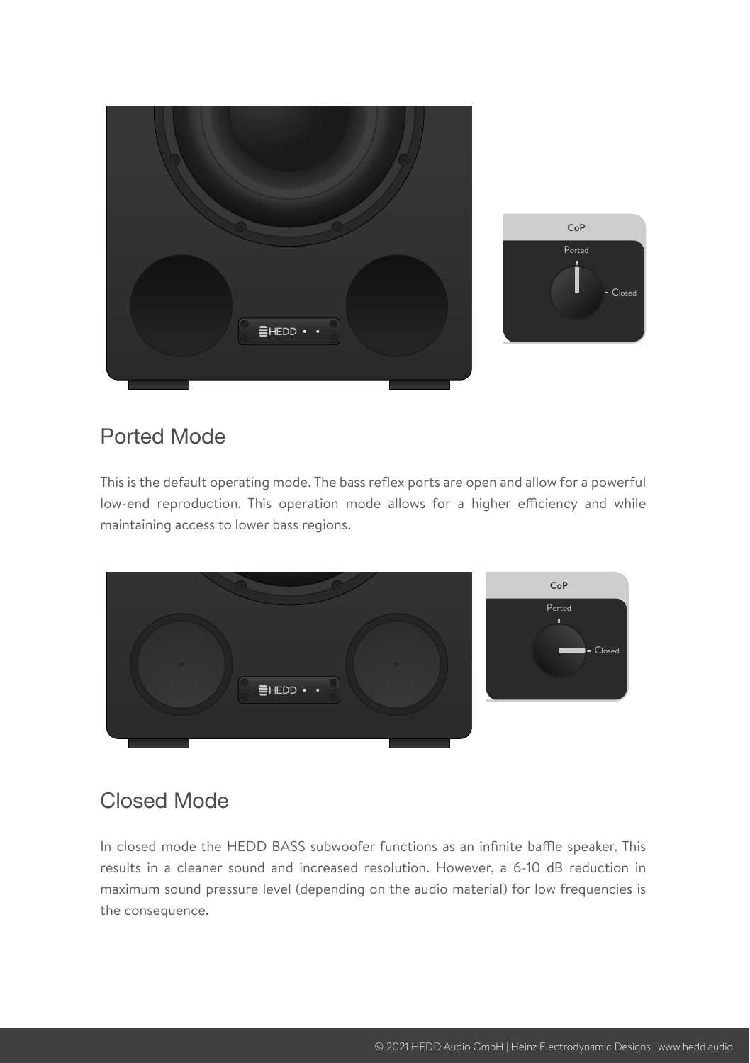## Ported Mode

This is the default operating mode. The bass reflex ports are open and allow for a powerful low-end reproduction. This operation mode allows for a higher efficiency and while maintaining access to lower bass regions.

## Closed Mode

In closed mode the HEDD BASS subwoofer functions as an infinite baffle speaker. This results in a cleaner sound and increased resolution. However, a 6-10 dB reduction in maximum sound pressure level (depending on the audio material) for low frequencies is the consequence.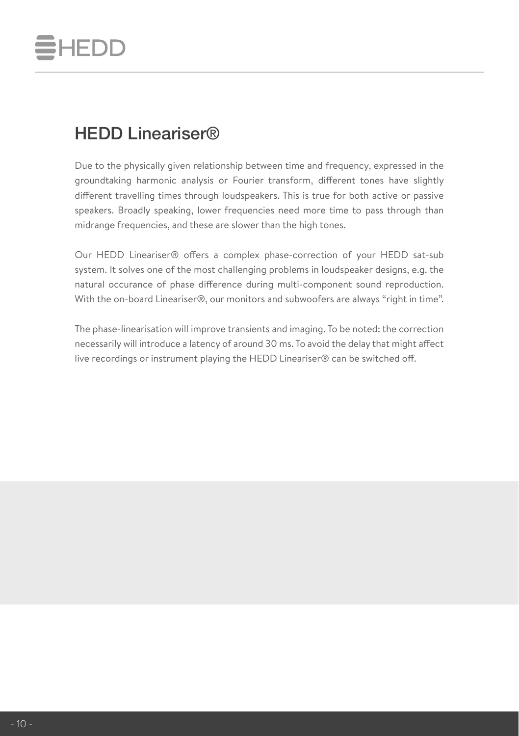## HEDD Lineariser®

Due to the physically given relationship between time and frequency, expressed in the groundtaking harmonic analysis or Fourier transform, different tones have slightly different travelling times through loudspeakers. This is true for both active or passive speakers. Broadly speaking, lower frequencies need more time to pass through than midrange frequencies, and these are slower than the high tones.

Our HEDD Lineariser® offers a complex phase-correction of your HEDD sat-sub system. It solves one of the most challenging problems in loudspeaker designs, e.g. the natural occurance of phase difference during multi-component sound reproduction. With the on-board Lineariser®, our monitors and subwoofers are always "right in time".

The phase-linearisation will improve transients and imaging. To be noted: the correction necessarily will introduce a latency of around 30 ms. To avoid the delay that might affect live recordings or instrument playing the HEDD Lineariser® can be switched off.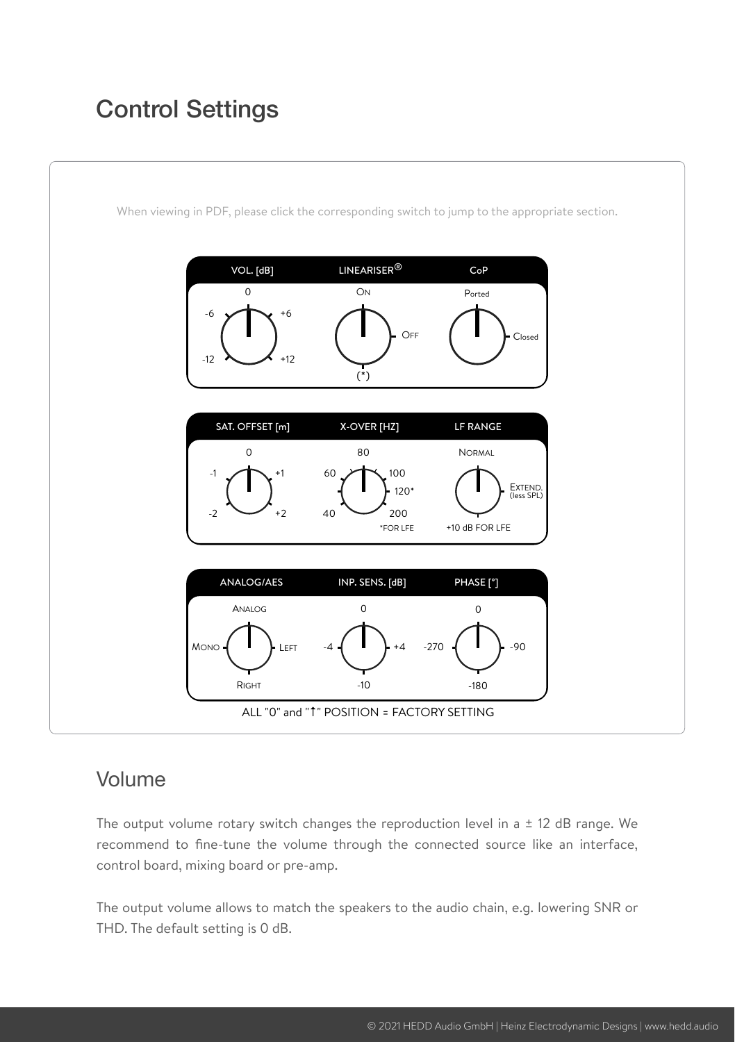# Control Settings

When viewing in PDF, please click the corresponding switch to jump to the appropriate section.

| VOL. [dB] | LINEARISER® | CoP |
|---|---|---|
| -12, -6, 0, +6, +12 | On, Off, (*) | Ported, Closed |

| SAT. OFFSET [m] | X-OVER [HZ] | LF RANGE |
|---|---|---|
| -2, -1, 0, +1, +2 | 40, 60, 80, 100, 120*, 200 (*FOR LFE) | Normal, Extend. (less SPL), +10 dB FOR LFE |

| ANALOG/AES | INP. SENS. [dB] | PHASE [°] |
|---|---|---|
| Analog, Left, Right, Mono | 0, +4, -10, -4 | 0, -90, -180, -270 |

ALL "0" and "↑" POSITION = FACTORY SETTING

## Volume

The output volume rotary switch changes the reproduction level in a ± 12 dB range. We recommend to fine-tune the volume through the connected source like an interface, control board, mixing board or pre-amp.

The output volume allows to match the speakers to the audio chain, e.g. lowering SNR or THD. The default setting is 0 dB.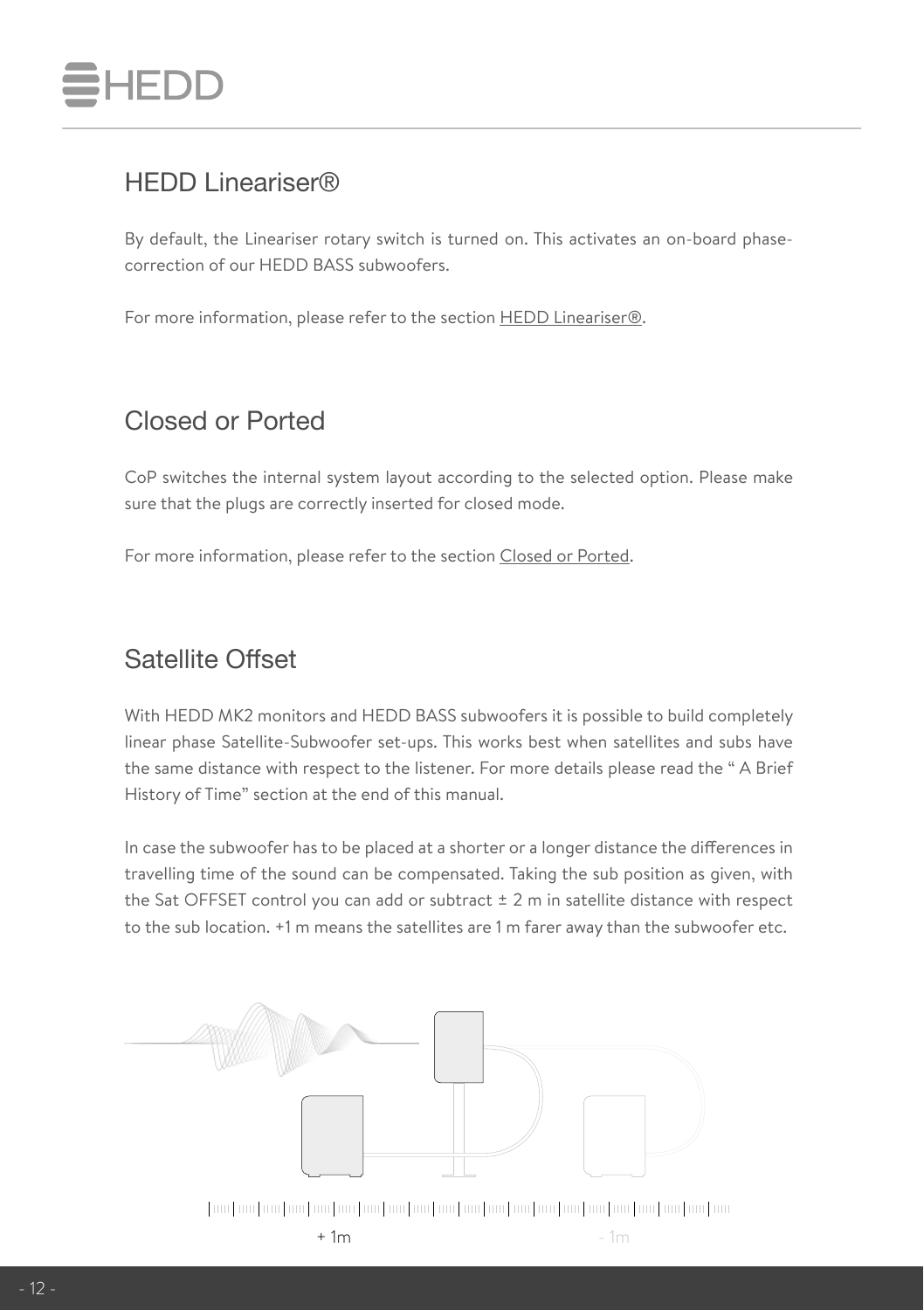## HEDD Lineariser®

By default, the Lineariser rotary switch is turned on. This activates an on-board phase-correction of our HEDD BASS subwoofers.

For more information, please refer to the section HEDD Lineariser®.

## Closed or Ported

CoP switches the internal system layout according to the selected option. Please make sure that the plugs are correctly inserted for closed mode.

For more information, please refer to the section Closed or Ported.

## Satellite Offset

With HEDD MK2 monitors and HEDD BASS subwoofers it is possible to build completely linear phase Satellite-Subwoofer set-ups. This works best when satellites and subs have the same distance with respect to the listener. For more details please read the " A Brief History of Time" section at the end of this manual.

In case the subwoofer has to be placed at a shorter or a longer distance the differences in travelling time of the sound can be compensated. Taking the sub position as given, with the Sat OFFSET control you can add or subtract ± 2 m in satellite distance with respect to the sub location. +1 m means the satellites are 1 m farer away than the subwoofer etc.

+ 1m

- 1m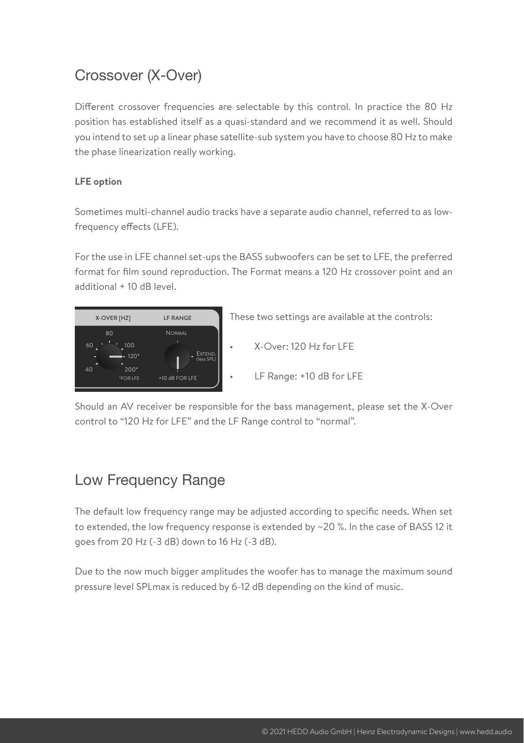## Crossover (X-Over)

Different crossover frequencies are selectable by this control. In practice the 80 Hz position has established itself as a quasi-standard and we recommend it as well. Should you intend to set up a linear phase satellite-sub system you have to choose 80 Hz to make the phase linearization really working.

**LFE option**

Sometimes multi-channel audio tracks have a separate audio channel, referred to as low-frequency effects (LFE).

For the use in LFE channel set-ups the BASS subwoofers can be set to LFE, the preferred format for film sound reproduction. The Format means a 120 Hz crossover point and an additional + 10 dB level.

These two settings are available at the controls:

- X-Over: 120 Hz for LFE
- LF Range: +10 dB for LFE

Should an AV receiver be responsible for the bass management, please set the X-Over control to "120 Hz for LFE" and the LF Range control to "normal".

## Low Frequency Range

The default low frequency range may be adjusted according to specific needs. When set to extended, the low frequency response is extended by ~20 %. In the case of BASS 12 it goes from 20 Hz (-3 dB) down to 16 Hz (-3 dB).

Due to the now much bigger amplitudes the woofer has to manage the maximum sound pressure level SPLmax is reduced by 6-12 dB depending on the kind of music.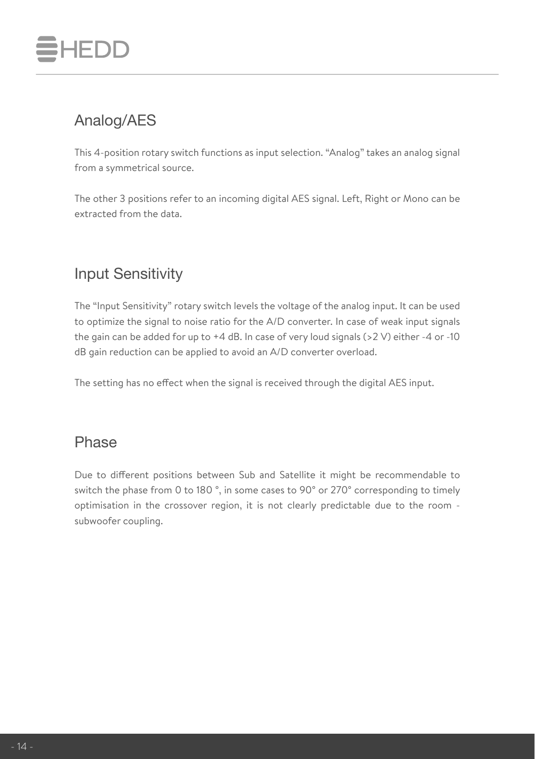## Analog/AES

This 4-position rotary switch functions as input selection. "Analog" takes an analog signal from a symmetrical source.

The other 3 positions refer to an incoming digital AES signal. Left, Right or Mono can be extracted from the data.

## Input Sensitivity

The "Input Sensitivity" rotary switch levels the voltage of the analog input. It can be used to optimize the signal to noise ratio for the A/D converter. In case of weak input signals the gain can be added for up to +4 dB. In case of very loud signals (>2 V) either -4 or -10 dB gain reduction can be applied to avoid an A/D converter overload.

The setting has no effect when the signal is received through the digital AES input.

## Phase

Due to different positions between Sub and Satellite it might be recommendable to switch the phase from 0 to 180 °, in some cases to 90° or 270° corresponding to timely optimisation in the crossover region, it is not clearly predictable due to the room - subwoofer coupling.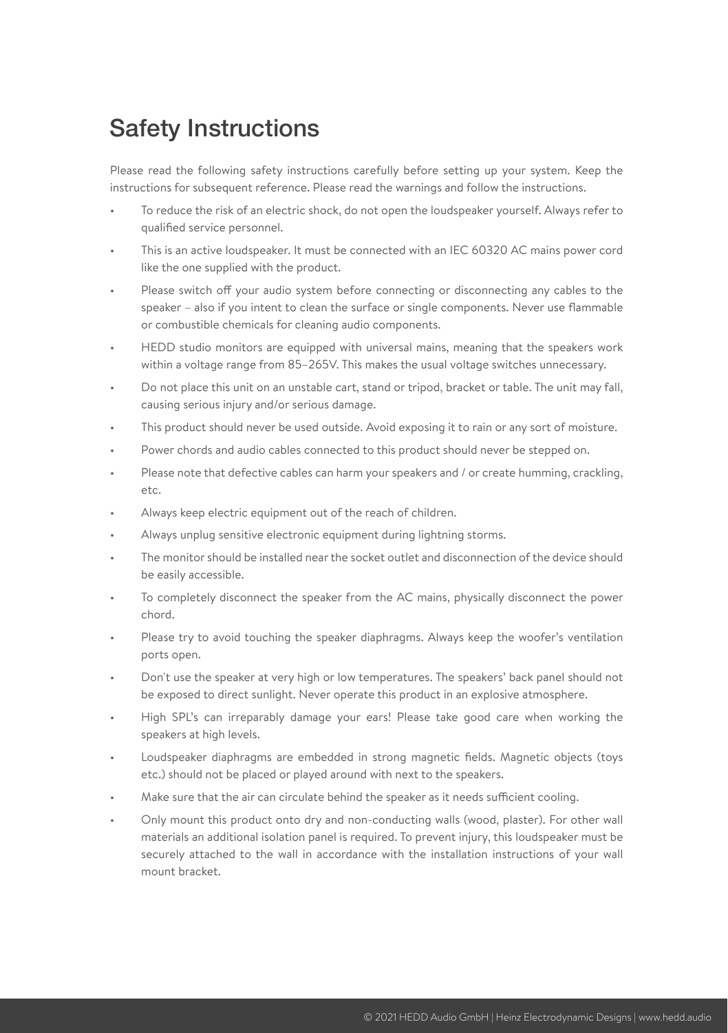# Safety Instructions

Please read the following safety instructions carefully before setting up your system. Keep the instructions for subsequent reference. Please read the warnings and follow the instructions.

- To reduce the risk of an electric shock, do not open the loudspeaker yourself. Always refer to qualified service personnel.
- This is an active loudspeaker. It must be connected with an IEC 60320 AC mains power cord like the one supplied with the product.
- Please switch off your audio system before connecting or disconnecting any cables to the speaker – also if you intent to clean the surface or single components. Never use flammable or combustible chemicals for cleaning audio components.
- HEDD studio monitors are equipped with universal mains, meaning that the speakers work within a voltage range from 85–265V. This makes the usual voltage switches unnecessary.
- Do not place this unit on an unstable cart, stand or tripod, bracket or table. The unit may fall, causing serious injury and/or serious damage.
- This product should never be used outside. Avoid exposing it to rain or any sort of moisture.
- Power chords and audio cables connected to this product should never be stepped on.
- Please note that defective cables can harm your speakers and / or create humming, crackling, etc.
- Always keep electric equipment out of the reach of children.
- Always unplug sensitive electronic equipment during lightning storms.
- The monitor should be installed near the socket outlet and disconnection of the device should be easily accessible.
- To completely disconnect the speaker from the AC mains, physically disconnect the power chord.
- Please try to avoid touching the speaker diaphragms. Always keep the woofer's ventilation ports open.
- Don't use the speaker at very high or low temperatures. The speakers' back panel should not be exposed to direct sunlight. Never operate this product in an explosive atmosphere.
- High SPL's can irreparably damage your ears! Please take good care when working the speakers at high levels.
- Loudspeaker diaphragms are embedded in strong magnetic fields. Magnetic objects (toys etc.) should not be placed or played around with next to the speakers.
- Make sure that the air can circulate behind the speaker as it needs sufficient cooling.
- Only mount this product onto dry and non-conducting walls (wood, plaster). For other wall materials an additional isolation panel is required. To prevent injury, this loudspeaker must be securely attached to the wall in accordance with the installation instructions of your wall mount bracket.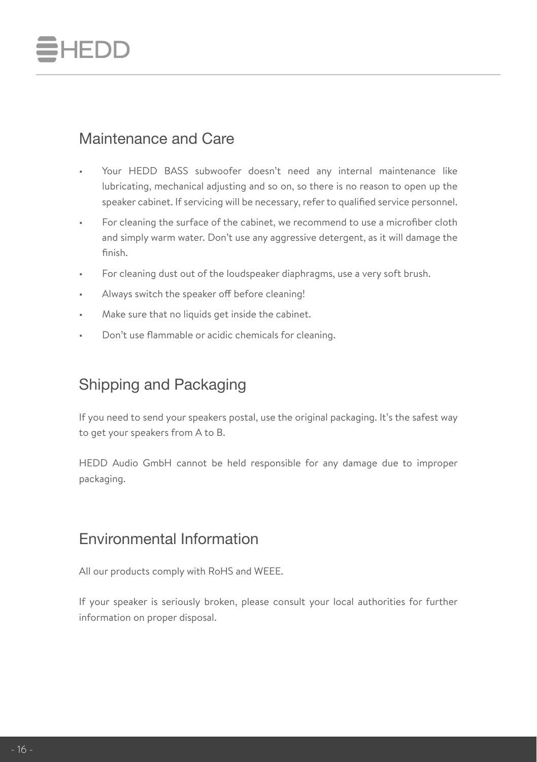## Maintenance and Care

- Your HEDD BASS subwoofer doesn't need any internal maintenance like lubricating, mechanical adjusting and so on, so there is no reason to open up the speaker cabinet. If servicing will be necessary, refer to qualified service personnel.
- For cleaning the surface of the cabinet, we recommend to use a microfiber cloth and simply warm water. Don't use any aggressive detergent, as it will damage the finish.
- For cleaning dust out of the loudspeaker diaphragms, use a very soft brush.
- Always switch the speaker off before cleaning!
- Make sure that no liquids get inside the cabinet.
- Don't use flammable or acidic chemicals for cleaning.

## Shipping and Packaging

If you need to send your speakers postal, use the original packaging. It's the safest way to get your speakers from A to B.

HEDD Audio GmbH cannot be held responsible for any damage due to improper packaging.

## Environmental Information

All our products comply with RoHS and WEEE.

If your speaker is seriously broken, please consult your local authorities for further information on proper disposal.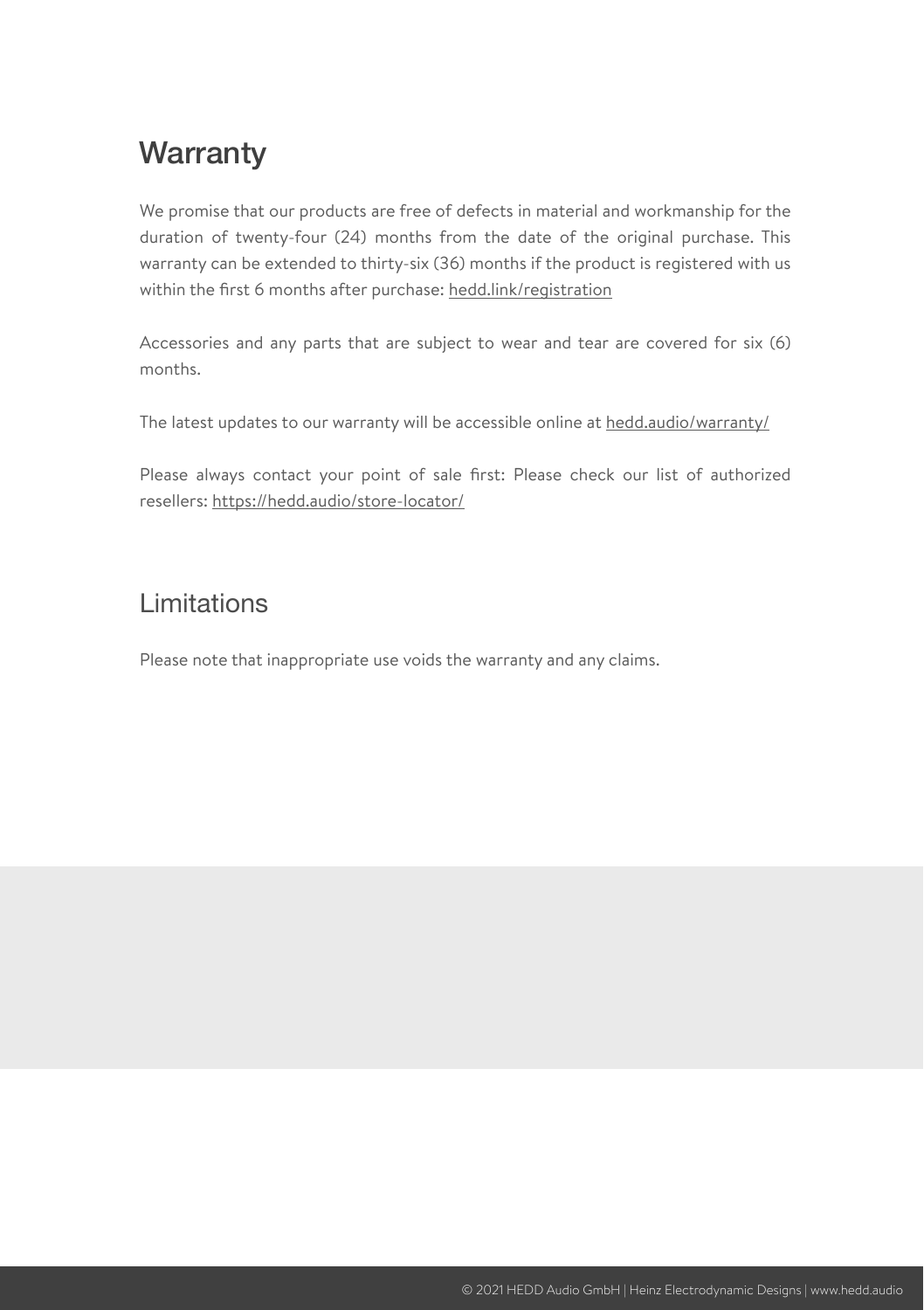## Warranty

We promise that our products are free of defects in material and workmanship for the duration of twenty-four (24) months from the date of the original purchase. This warranty can be extended to thirty-six (36) months if the product is registered with us within the first 6 months after purchase: hedd.link/registration

Accessories and any parts that are subject to wear and tear are covered for six (6) months.

The latest updates to our warranty will be accessible online at hedd.audio/warranty/

Please always contact your point of sale first: Please check our list of authorized resellers: https://hedd.audio/store-locator/

## Limitations

Please note that inappropriate use voids the warranty and any claims.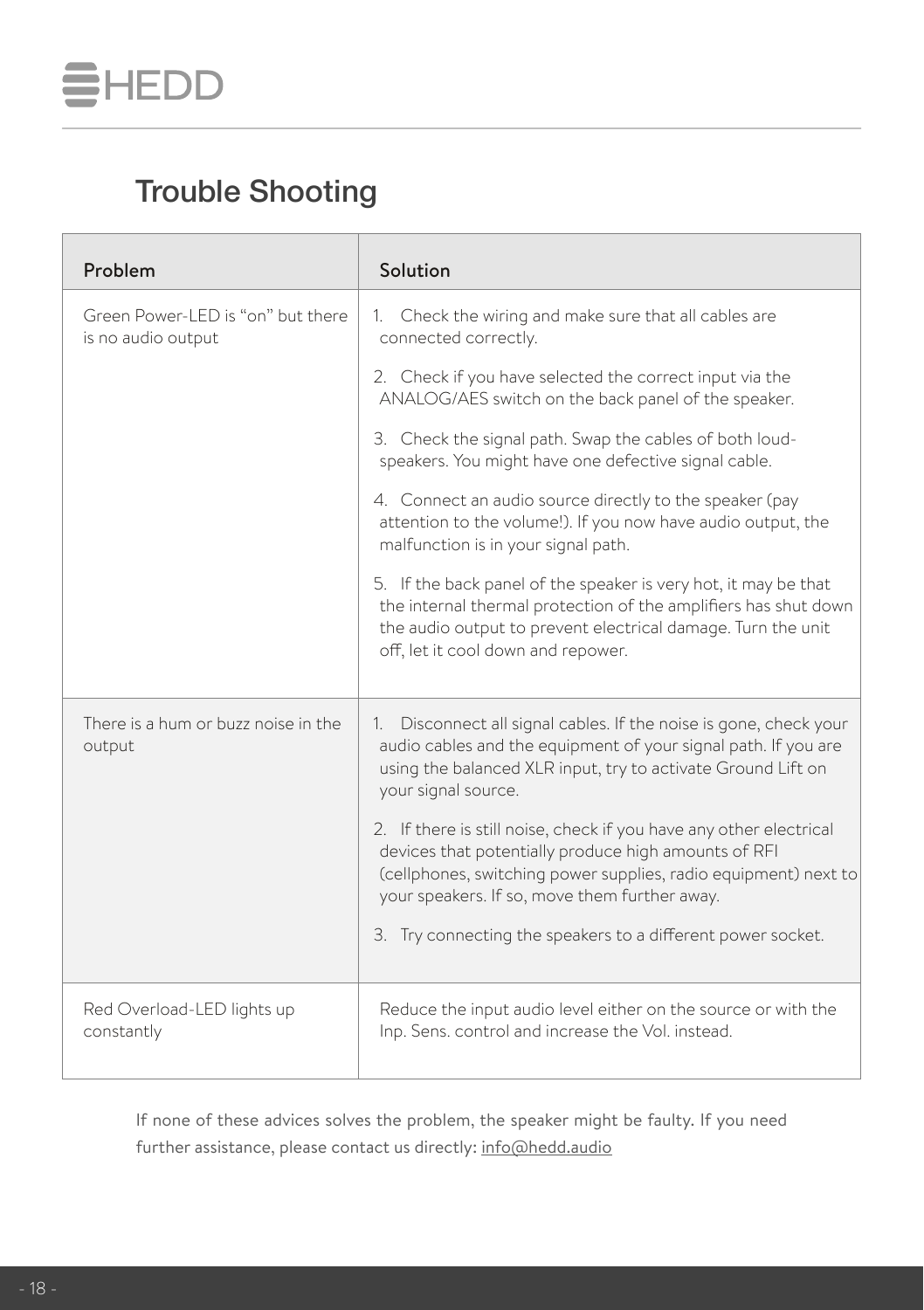## Trouble Shooting

| Problem | Solution |
|---|---|
| Green Power-LED is “on” but there is no audio output | 1. Check the wiring and make sure that all cables are connected correctly.<br>2. Check if you have selected the correct input via the ANALOG/AES switch on the back panel of the speaker.<br>3. Check the signal path. Swap the cables of both loud-speakers. You might have one defective signal cable.<br>4. Connect an audio source directly to the speaker (pay attention to the volume!). If you now have audio output, the malfunction is in your signal path.<br>5. If the back panel of the speaker is very hot, it may be that the internal thermal protection of the amplifiers has shut down the audio output to prevent electrical damage. Turn the unit off, let it cool down and repower. |
| There is a hum or buzz noise in the output | 1. Disconnect all signal cables. If the noise is gone, check your audio cables and the equipment of your signal path. If you are using the balanced XLR input, try to activate Ground Lift on your signal source.<br>2. If there is still noise, check if you have any other electrical devices that potentially produce high amounts of RFI (cellphones, switching power supplies, radio equipment) next to your speakers. If so, move them further away.<br>3. Try connecting the speakers to a different power socket. |
| Red Overload-LED lights up constantly | Reduce the input audio level either on the source or with the Inp. Sens. control and increase the Vol. instead. |

If none of these advices solves the problem, the speaker might be faulty. If you need further assistance, please contact us directly: info@hedd.audio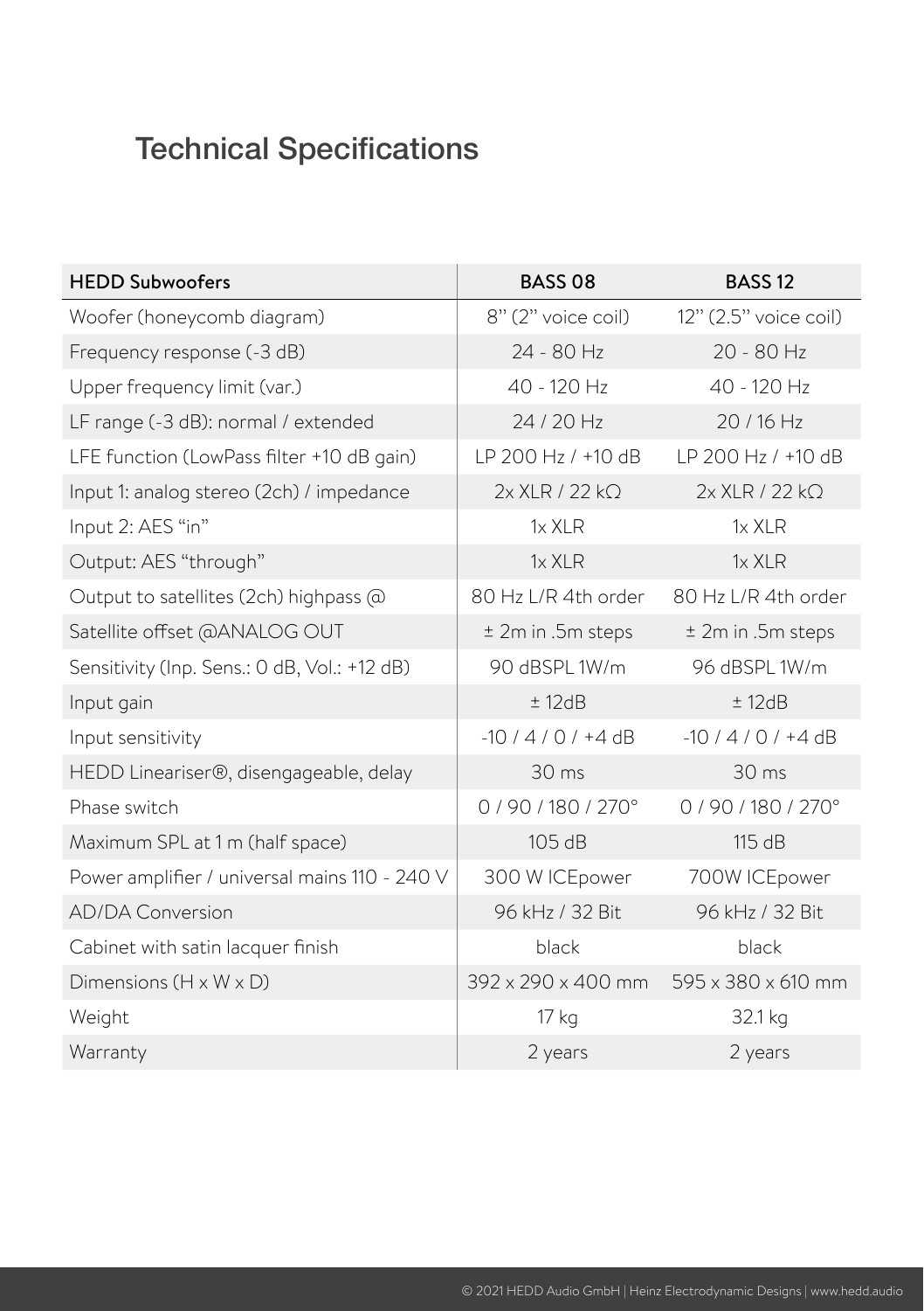## Technical Specifications

| HEDD Subwoofers | BASS 08 | BASS 12 |
|---|---|---|
| Woofer (honeycomb diagram) | 8" (2" voice coil) | 12" (2.5" voice coil) |
| Frequency response (-3 dB) | 24 - 80 Hz | 20 - 80 Hz |
| Upper frequency limit (var.) | 40 - 120 Hz | 40 - 120 Hz |
| LF range (-3 dB): normal / extended | 24 / 20 Hz | 20 / 16 Hz |
| LFE function (LowPass filter +10 dB gain) | LP 200 Hz / +10 dB | LP 200 Hz / +10 dB |
| Input 1: analog stereo (2ch) / impedance | 2x XLR / 22 kΩ | 2x XLR / 22 kΩ |
| Input 2: AES "in" | 1x XLR | 1x XLR |
| Output: AES "through" | 1x XLR | 1x XLR |
| Output to satellites (2ch) highpass @ | 80 Hz L/R 4th order | 80 Hz L/R 4th order |
| Satellite offset @ANALOG OUT | ± 2m in .5m steps | ± 2m in .5m steps |
| Sensitivity (Inp. Sens.: 0 dB, Vol.: +12 dB) | 90 dBSPL 1W/m | 96 dBSPL 1W/m |
| Input gain | ± 12dB | ± 12dB |
| Input sensitivity | -10 / 4 / 0 / +4 dB | -10 / 4 / 0 / +4 dB |
| HEDD Lineariser®, disengageable, delay | 30 ms | 30 ms |
| Phase switch | 0 / 90 / 180 / 270° | 0 / 90 / 180 / 270° |
| Maximum SPL at 1 m (half space) | 105 dB | 115 dB |
| Power amplifier / universal mains 110 - 240 V | 300 W ICEpower | 700W ICEpower |
| AD/DA Conversion | 96 kHz / 32 Bit | 96 kHz / 32 Bit |
| Cabinet with satin lacquer finish | black | black |
| Dimensions (H x W x D) | 392 x 290 x 400 mm | 595 x 380 x 610 mm |
| Weight | 17 kg | 32.1 kg |
| Warranty | 2 years | 2 years |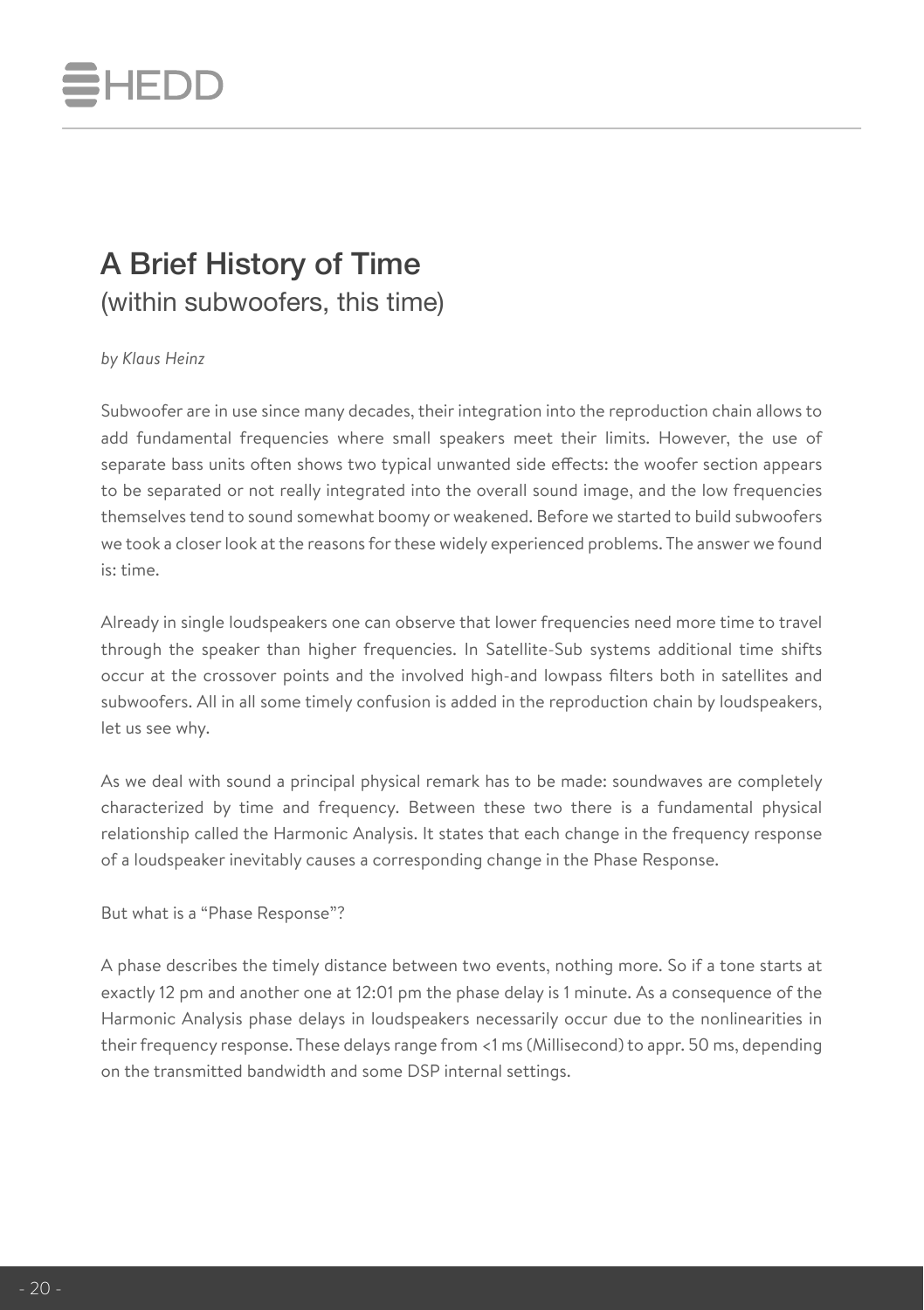# A Brief History of Time

(within subwoofers, this time)

*by Klaus Heinz*

Subwoofer are in use since many decades, their integration into the reproduction chain allows to add fundamental frequencies where small speakers meet their limits. However, the use of separate bass units often shows two typical unwanted side effects: the woofer section appears to be separated or not really integrated into the overall sound image, and the low frequencies themselves tend to sound somewhat boomy or weakened. Before we started to build subwoofers we took a closer look at the reasons for these widely experienced problems. The answer we found is: time.

Already in single loudspeakers one can observe that lower frequencies need more time to travel through the speaker than higher frequencies. In Satellite-Sub systems additional time shifts occur at the crossover points and the involved high-and lowpass filters both in satellites and subwoofers. All in all some timely confusion is added in the reproduction chain by loudspeakers, let us see why.

As we deal with sound a principal physical remark has to be made: soundwaves are completely characterized by time and frequency. Between these two there is a fundamental physical relationship called the Harmonic Analysis. It states that each change in the frequency response of a loudspeaker inevitably causes a corresponding change in the Phase Response.

But what is a "Phase Response"?

A phase describes the timely distance between two events, nothing more. So if a tone starts at exactly 12 pm and another one at 12:01 pm the phase delay is 1 minute. As a consequence of the Harmonic Analysis phase delays in loudspeakers necessarily occur due to the nonlinearities in their frequency response. These delays range from <1 ms (Millisecond) to appr. 50 ms, depending on the transmitted bandwidth and some DSP internal settings.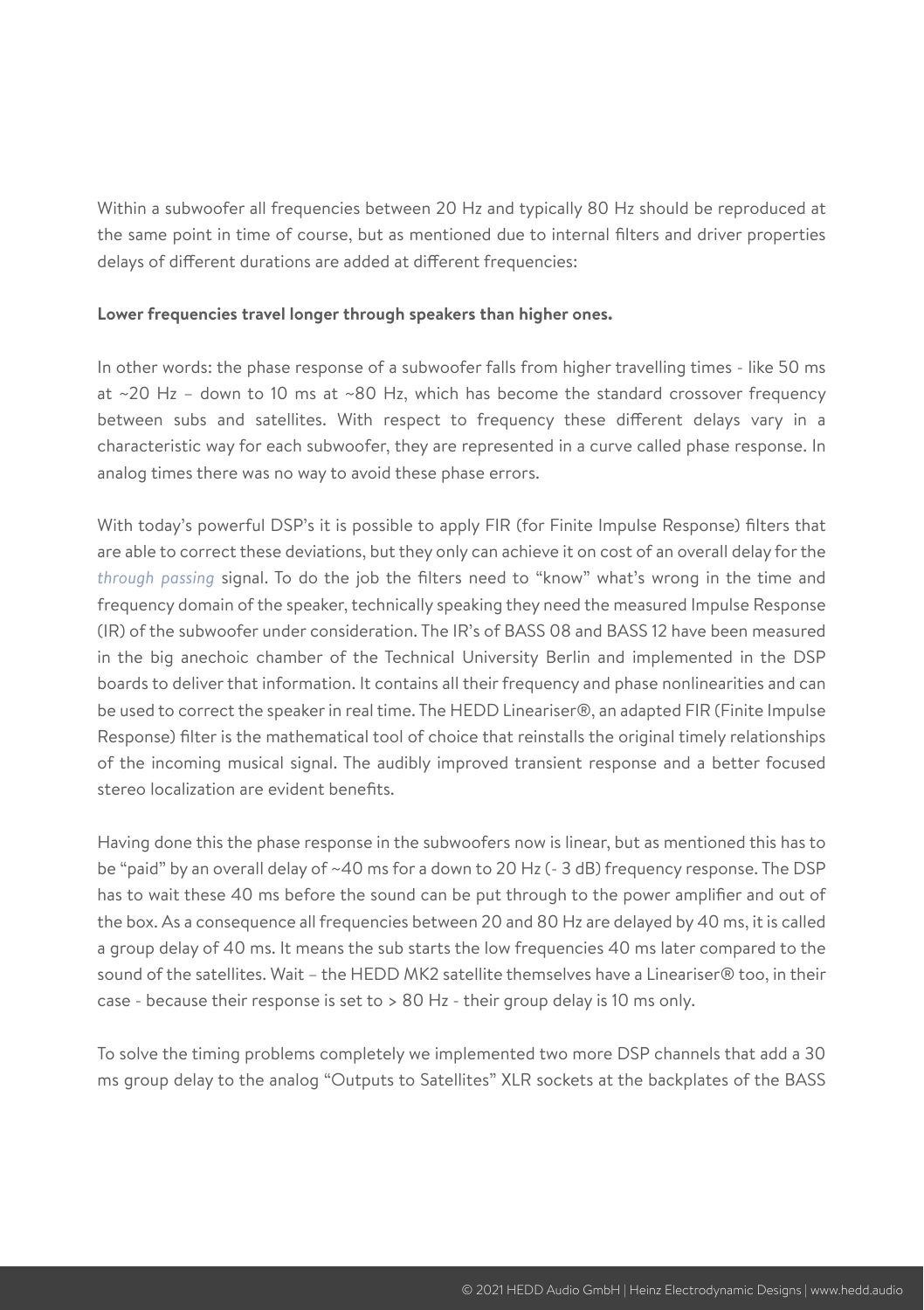Within a subwoofer all frequencies between 20 Hz and typically 80 Hz should be reproduced at the same point in time of course, but as mentioned due to internal filters and driver properties delays of different durations are added at different frequencies:

**Lower frequencies travel longer through speakers than higher ones.**

In other words: the phase response of a subwoofer falls from higher travelling times - like 50 ms at ~20 Hz – down to 10 ms at ~80 Hz, which has become the standard crossover frequency between subs and satellites. With respect to frequency these different delays vary in a characteristic way for each subwoofer, they are represented in a curve called phase response. In analog times there was no way to avoid these phase errors.

With today's powerful DSP's it is possible to apply FIR (for Finite Impulse Response) filters that are able to correct these deviations, but they only can achieve it on cost of an overall delay for the *through passing* signal. To do the job the filters need to "know" what's wrong in the time and frequency domain of the speaker, technically speaking they need the measured Impulse Response (IR) of the subwoofer under consideration. The IR's of BASS 08 and BASS 12 have been measured in the big anechoic chamber of the Technical University Berlin and implemented in the DSP boards to deliver that information. It contains all their frequency and phase nonlinearities and can be used to correct the speaker in real time. The HEDD Lineariser®, an adapted FIR (Finite Impulse Response) filter is the mathematical tool of choice that reinstalls the original timely relationships of the incoming musical signal. The audibly improved transient response and a better focused stereo localization are evident benefits.

Having done this the phase response in the subwoofers now is linear, but as mentioned this has to be "paid" by an overall delay of ~40 ms for a down to 20 Hz (- 3 dB) frequency response. The DSP has to wait these 40 ms before the sound can be put through to the power amplifier and out of the box. As a consequence all frequencies between 20 and 80 Hz are delayed by 40 ms, it is called a group delay of 40 ms. It means the sub starts the low frequencies 40 ms later compared to the sound of the satellites. Wait – the HEDD MK2 satellite themselves have a Lineariser® too, in their case - because their response is set to > 80 Hz - their group delay is 10 ms only.

To solve the timing problems completely we implemented two more DSP channels that add a 30 ms group delay to the analog "Outputs to Satellites" XLR sockets at the backplates of the BASS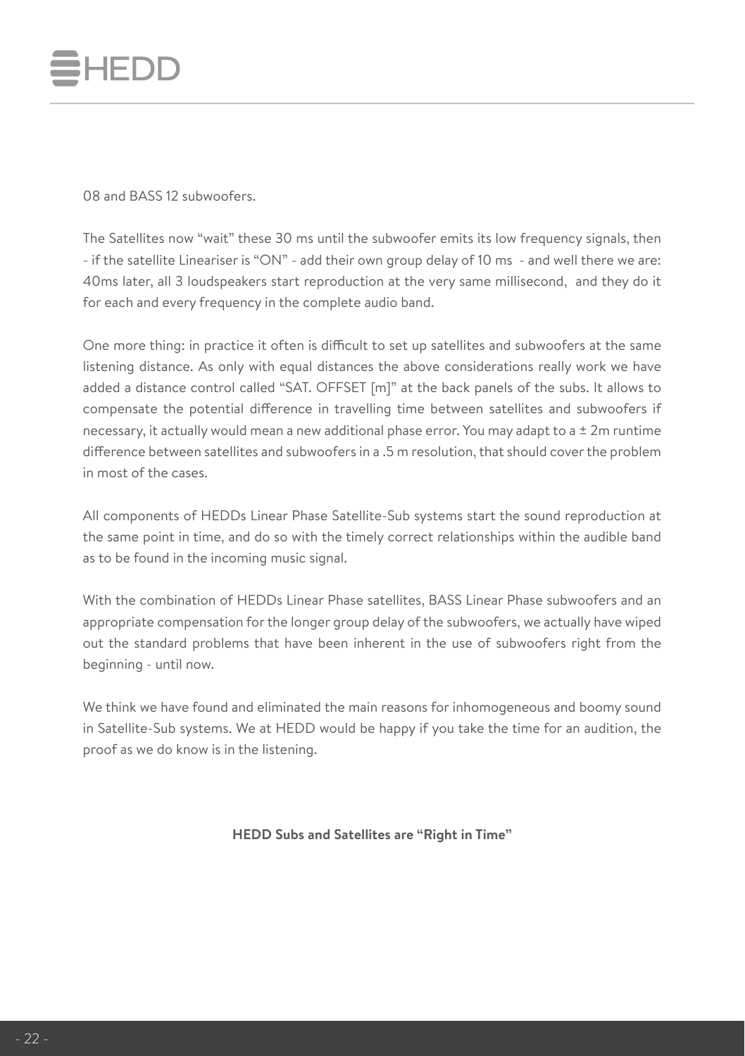08 and BASS 12 subwoofers.

The Satellites now "wait" these 30 ms until the subwoofer emits its low frequency signals, then - if the satellite Lineariser is "ON" - add their own group delay of 10 ms - and well there we are: 40ms later, all 3 loudspeakers start reproduction at the very same millisecond, and they do it for each and every frequency in the complete audio band.

One more thing: in practice it often is difficult to set up satellites and subwoofers at the same listening distance. As only with equal distances the above considerations really work we have added a distance control called "SAT. OFFSET [m]" at the back panels of the subs. It allows to compensate the potential difference in travelling time between satellites and subwoofers if necessary, it actually would mean a new additional phase error. You may adapt to a ± 2m runtime difference between satellites and subwoofers in a .5 m resolution, that should cover the problem in most of the cases.

All components of HEDDs Linear Phase Satellite-Sub systems start the sound reproduction at the same point in time, and do so with the timely correct relationships within the audible band as to be found in the incoming music signal.

With the combination of HEDDs Linear Phase satellites, BASS Linear Phase subwoofers and an appropriate compensation for the longer group delay of the subwoofers, we actually have wiped out the standard problems that have been inherent in the use of subwoofers right from the beginning - until now.

We think we have found and eliminated the main reasons for inhomogeneous and boomy sound in Satellite-Sub systems. We at HEDD would be happy if you take the time for an audition, the proof as we do know is in the listening.

**HEDD Subs and Satellites are "Right in Time"**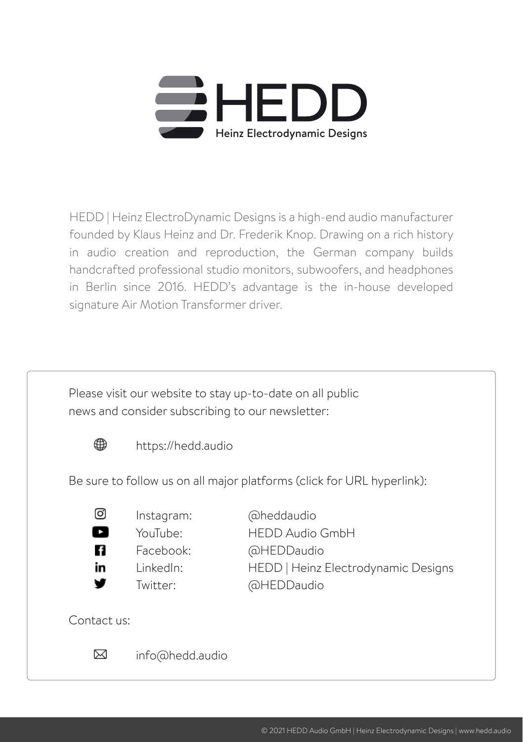HEDD

Heinz Electrodynamic Designs

HEDD | Heinz ElectroDynamic Designs is a high-end audio manufacturer founded by Klaus Heinz and Dr. Frederik Knop. Drawing on a rich history in audio creation and reproduction, the German company builds handcrafted professional studio monitors, subwoofers, and headphones in Berlin since 2016. HEDD's advantage is the in-house developed signature Air Motion Transformer driver.

Please visit our website to stay up-to-date on all public news and consider subscribing to our newsletter:

https://hedd.audio

Be sure to follow us on all major platforms (click for URL hyperlink):

| | |
|---|---|
| Instagram: | @heddaudio |
| YouTube: | HEDD Audio GmbH |
| Facebook: | @HEDDaudio |
| LinkedIn: | HEDD \| Heinz Electrodynamic Designs |
| Twitter: | @HEDDaudio |

Contact us:

info@hedd.audio

© 2021 HEDD Audio GmbH | Heinz Electrodynamic Designs | www.hedd.audio